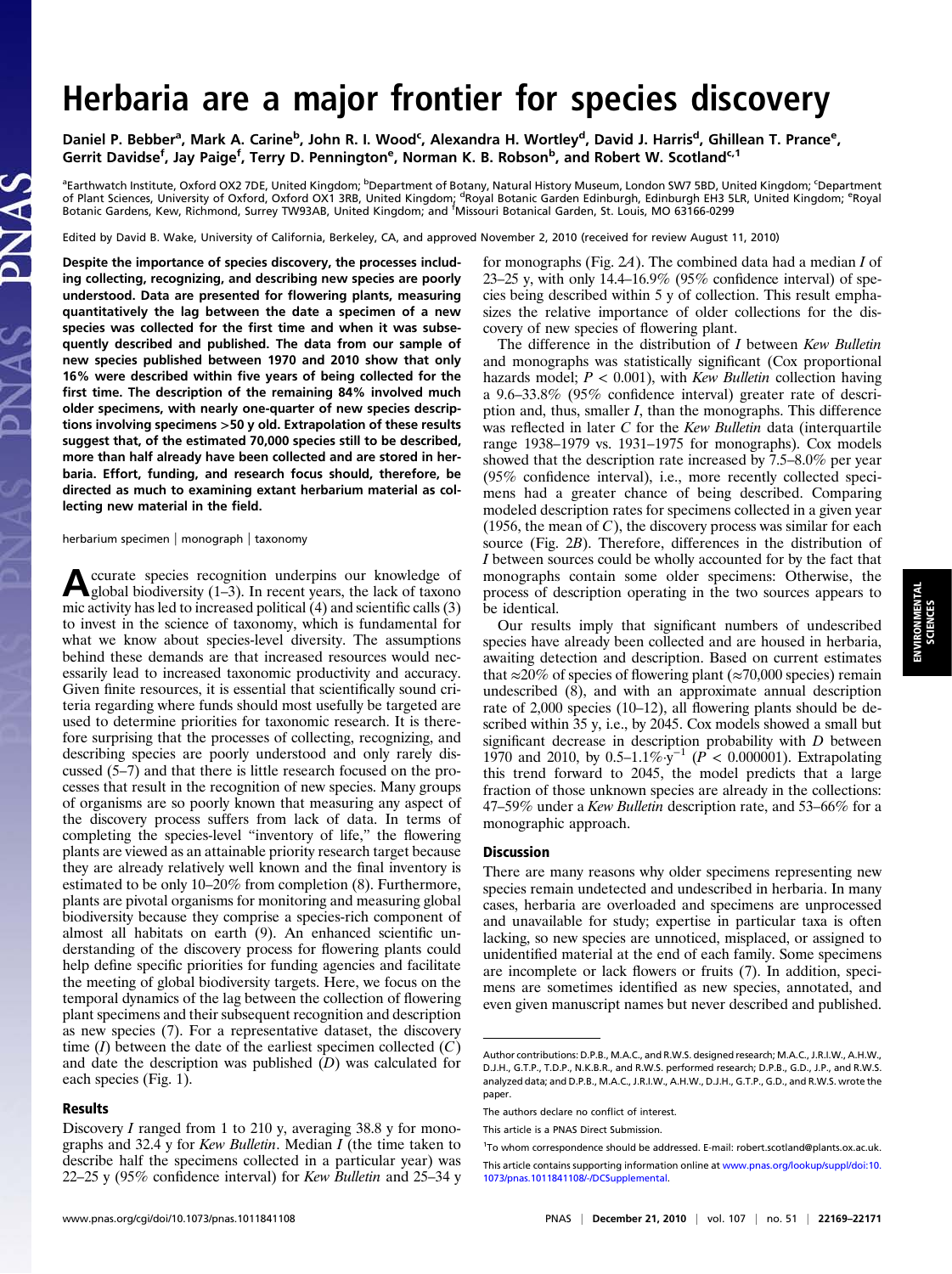# Herbaria are a major frontier for species discovery

Daniel P. Bebber[a], Mark A. Carine[b], John R. I. Wood[c], Alexandra H. Wortley[d], David J. Harris[d], Ghillean T. Prance[e], Gerrit Davidse[f], Jay Paige[f], Terry D. Pennington[e], Norman K. B. Robson[b], and Robert W. Scotland[c,1]

[a]Earthwatch Institute, Oxford OX2 7DE, United Kingdom; [b]Department of Botany, Natural History Museum, London SW7 5BD, United Kingdom; [c]Department of Plant Sciences, University of Oxford, Oxford OX1 3RB, United Kingdom; [d]Royal Botanic Garden Edinburgh, Edinburgh EH3 5LR, United Kingdom; [e]Royal Botanic Gardens, Kew, Richmond, Surrey TW93AB, United Kingdom; and [f]Missouri Botanical Garden, St. Louis, MO 63166-0299

Edited by David B. Wake, University of California, Berkeley, CA, and approved November 2, 2010 (received for review August 11, 2010)

**Despite the importance of species discovery, the processes including collecting, recognizing, and describing new species are poorly understood. Data are presented for flowering plants, measuring quantitatively the lag between the date a specimen of a new species was collected for the first time and when it was subsequently described and published. The data from our sample of new species published between 1970 and 2010 show that only 16% were described within five years of being collected for the first time. The description of the remaining 84% involved much older specimens, with nearly one-quarter of new species descriptions involving specimens >50 y old. Extrapolation of these results suggest that, of the estimated 70,000 species still to be described, more than half already have been collected and are stored in herbaria. Effort, funding, and research focus should, therefore, be directed as much to examining extant herbarium material as collecting new material in the field.**

herbarium specimen | monograph | taxonomy

Accurate species recognition underpins our knowledge of global biodiversity (1–3). In recent years, the lack of taxonomic activity has led to increased political (4) and scientific calls (3) to invest in the science of taxonomy, which is fundamental for what we know about species-level diversity. The assumptions behind these demands are that increased resources would necessarily lead to increased taxonomic productivity and accuracy. Given finite resources, it is essential that scientifically sound criteria regarding where funds should most usefully be targeted are used to determine priorities for taxonomic research. It is therefore surprising that the processes of collecting, recognizing, and describing species are poorly understood and only rarely discussed (5–7) and that there is little research focused on the processes that result in the recognition of new species. Many groups of organisms are so poorly known that measuring any aspect of the discovery process suffers from lack of data. In terms of completing the species-level "inventory of life," the flowering plants are viewed as an attainable priority research target because they are already relatively well known and the final inventory is estimated to be only 10–20% from completion (8). Furthermore, plants are pivotal organisms for monitoring and measuring global biodiversity because they comprise a species-rich component of almost all habitats on earth (9). An enhanced scientific understanding of the discovery process for flowering plants could help define specific priorities for funding agencies and facilitate the meeting of global biodiversity targets. Here, we focus on the temporal dynamics of the lag between the collection of flowering plant specimens and their subsequent recognition and description as new species (7). For a representative dataset, the discovery time ($I$) between the date of the earliest specimen collected ($C$) and date the description was published ($D$) was calculated for each species (Fig. 1).

## Results

Discovery $I$ ranged from 1 to 210 y, averaging 38.8 y for monographs and 32.4 y for *Kew Bulletin*. Median $I$ (the time taken to describe half the specimens collected in a particular year) was 22–25 y (95% confidence interval) for *Kew Bulletin* and 25–34 y for monographs (Fig. 2*A*). The combined data had a median $I$ of 23–25 y, with only 14.4–16.9% (95% confidence interval) of species being described within 5 y of collection. This result emphasizes the relative importance of older collections for the discovery of new species of flowering plant.

The difference in the distribution of $I$ between *Kew Bulletin* and monographs was statistically significant (Cox proportional hazards model; $P < 0.001$), with *Kew Bulletin* collection having a 9.6–33.8% (95% confidence interval) greater rate of description and, thus, smaller $I$, than the monographs. This difference was reflected in later $C$ for the *Kew Bulletin* data (interquartile range 1938–1979 vs. 1931–1975 for monographs). Cox models showed that the description rate increased by 7.5–8.0% per year (95% confidence interval), i.e., more recently collected specimens had a greater chance of being described. Comparing modeled description rates for specimens collected in a given year (1956, the mean of $C$), the discovery process was similar for each source (Fig. 2*B*). Therefore, differences in the distribution of $I$ between sources could be wholly accounted for by the fact that monographs contain some older specimens: Otherwise, the process of description operating in the two sources appears to be identical.

Our results imply that significant numbers of undescribed species have already been collected and are housed in herbaria, awaiting detection and description. Based on current estimates that ≈20% of species of flowering plant (≈70,000 species) remain undescribed (8), and with an approximate annual description rate of 2,000 species (10–12), all flowering plants should be described within 35 y, i.e., by 2045. Cox models showed a small but significant decrease in description probability with $D$ between 1970 and 2010, by 0.5–1.1%·y$^{-1}$ ($P < 0.000001$). Extrapolating this trend forward to 2045, the model predicts that a large fraction of those unknown species are already in the collections: 47–59% under a *Kew Bulletin* description rate, and 53–66% for a monographic approach.

## Discussion

There are many reasons why older specimens representing new species remain undetected and undescribed in herbaria. In many cases, herbaria are overloaded and specimens are unprocessed and unavailable for study; expertise in particular taxa is often lacking, so new species are unnoticed, misplaced, or assigned to unidentified material at the end of each family. Some specimens are incomplete or lack flowers or fruits (7). In addition, specimens are sometimes identified as new species, annotated, and even given manuscript names but never described and published.

Author contributions: D.P.B., M.A.C., and R.W.S. designed research; M.A.C., J.R.I.W., A.H.W., D.J.H., G.T.P., T.D.P., N.K.B.R., and R.W.S. performed research; D.P.B., G.D., J.P., and R.W.S. analyzed data; and D.P.B., M.A.C., J.R.I.W., A.H.W., D.J.H., G.T.P., G.D., and R.W.S. wrote the paper.

The authors declare no conflict of interest.

This article is a PNAS Direct Submission.

[1]To whom correspondence should be addressed. E-mail: robert.scotland@plants.ox.ac.uk.

This article contains supporting information online at www.pnas.org/lookup/suppl/doi:10.1073/pnas.1011841108/-/DCSupplemental.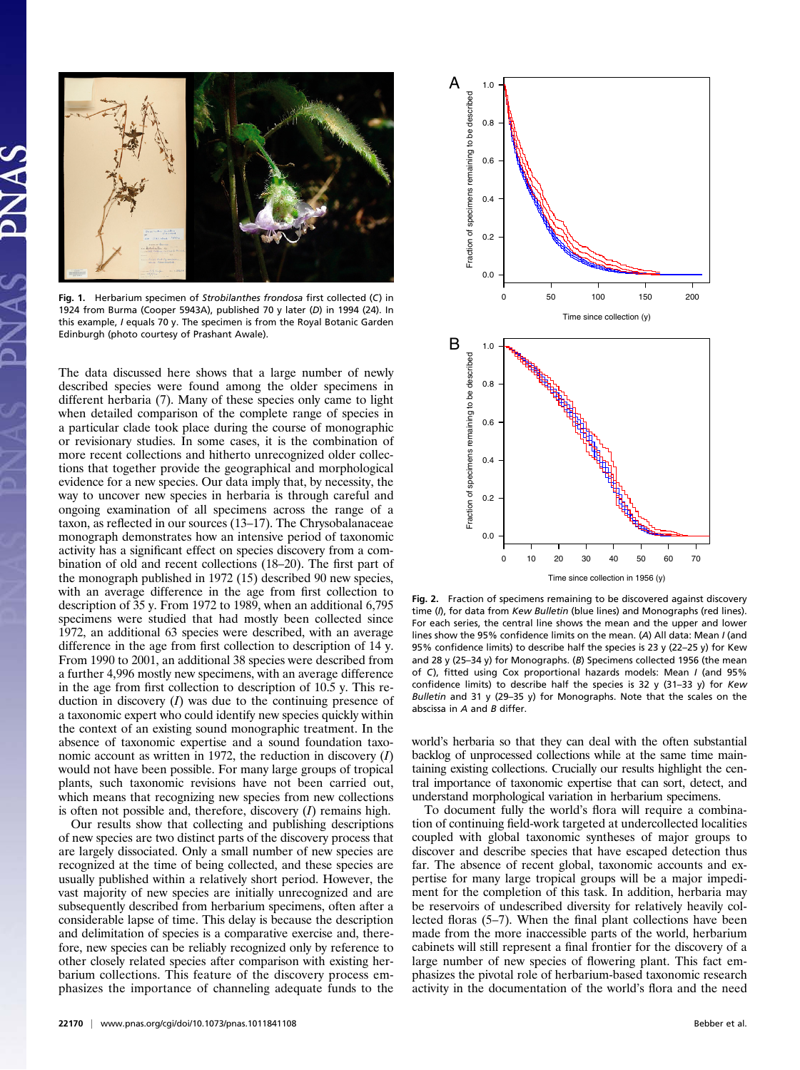Fig. 1. Herbarium specimen of *Strobilanthes frondosa* first collected (*C*) in 1924 from Burma (Cooper 5943A), published 70 y later (*D*) in 1994 (24). In this example, *I* equals 70 y. The specimen is from the Royal Botanic Garden Edinburgh (photo courtesy of Prashant Awale).

The data discussed here shows that a large number of newly described species were found among the older specimens in different herbaria (7). Many of these species only came to light when detailed comparison of the complete range of species in a particular clade took place during the course of monographic or revisionary studies. In some cases, it is the combination of more recent collections and hitherto unrecognized older collections that together provide the geographical and morphological evidence for a new species. Our data imply that, by necessity, the way to uncover new species in herbaria is through careful and ongoing examination of all specimens across the range of a taxon, as reflected in our sources (13–17). The Chrysobalanaceae monograph demonstrates how an intensive period of taxonomic activity has a significant effect on species discovery from a combination of old and recent collections (18–20). The first part of the monograph published in 1972 (15) described 90 new species, with an average difference in the age from first collection to description of 35 y. From 1972 to 1989, when an additional 6,795 specimens were studied that had mostly been collected since 1972, an additional 63 species were described, with an average difference in the age from first collection to description of 14 y. From 1990 to 2001, an additional 38 species were described from a further 4,996 mostly new specimens, with an average difference in the age from first collection to description of 10.5 y. This reduction in discovery (*I*) was due to the continuing presence of a taxonomic expert who could identify new species quickly within the context of an existing sound monographic treatment. In the absence of taxonomic expertise and a sound foundation taxonomic account as written in 1972, the reduction in discovery (*I*) would not have been possible. For many large groups of tropical plants, such taxonomic revisions have not been carried out, which means that recognizing new species from new collections is often not possible and, therefore, discovery (*I*) remains high.

Our results show that collecting and publishing descriptions of new species are two distinct parts of the discovery process that are largely dissociated. Only a small number of new species are recognized at the time of being collected, and these species are usually published within a relatively short period. However, the vast majority of new species are initially unrecognized and are subsequently described from herbarium specimens, often after a considerable lapse of time. This delay is because the description and delimitation of species is a comparative exercise and, therefore, new species can be reliably recognized only by reference to other closely related species after comparison with existing herbarium collections. This feature of the discovery process emphasizes the importance of channeling adequate funds to the world's herbaria so that they can deal with the often substantial backlog of unprocessed collections while at the same time maintaining existing collections. Crucially our results highlight the central importance of taxonomic expertise that can sort, detect, and understand morphological variation in herbarium specimens.

A
Fraction of specimens remaining to be described
1.0
0.8
0.6
0.4
0.2
0.0
0
50
100
150
200
Time since collection (y)

B
Fraction of specimens remaining to be described
1.0
0.8
0.6
0.4
0.2
0.0
0
10
20
30
40
50
60
70
Time since collection in 1956 (y)

Fig. 2. Fraction of specimens remaining to be discovered against discovery time (*I*), for data from *Kew Bulletin* (blue lines) and Monographs (red lines). For each series, the central line shows the mean and the upper and lower lines show the 95% confidence limits on the mean. (*A*) All data: Mean *I* (and 95% confidence limits) to describe half the species is 23 y (22–25 y) for Kew and 28 y (25–34 y) for Monographs. (*B*) Specimens collected 1956 (the mean of *C*), fitted using Cox proportional hazards models: Mean *I* (and 95% confidence limits) to describe half the species is 32 y (31–33 y) for *Kew Bulletin* and 31 y (29–35 y) for Monographs. Note that the scales on the abscissa in *A* and *B* differ.

To document fully the world's flora will require a combination of continuing field-work targeted at undercollected localities coupled with global taxonomic syntheses of major groups to discover and describe species that have escaped detection thus far. The absence of recent global, taxonomic accounts and expertise for many large tropical groups will be a major impediment for the completion of this task. In addition, herbaria may be reservoirs of undescribed diversity for relatively heavily collected floras (5–7). When the final plant collections have been made from the more inaccessible parts of the world, herbarium cabinets will still represent a final frontier for the discovery of a large number of new species of flowering plant. This fact emphasizes the pivotal role of herbarium-based taxonomic research activity in the documentation of the world's flora and the need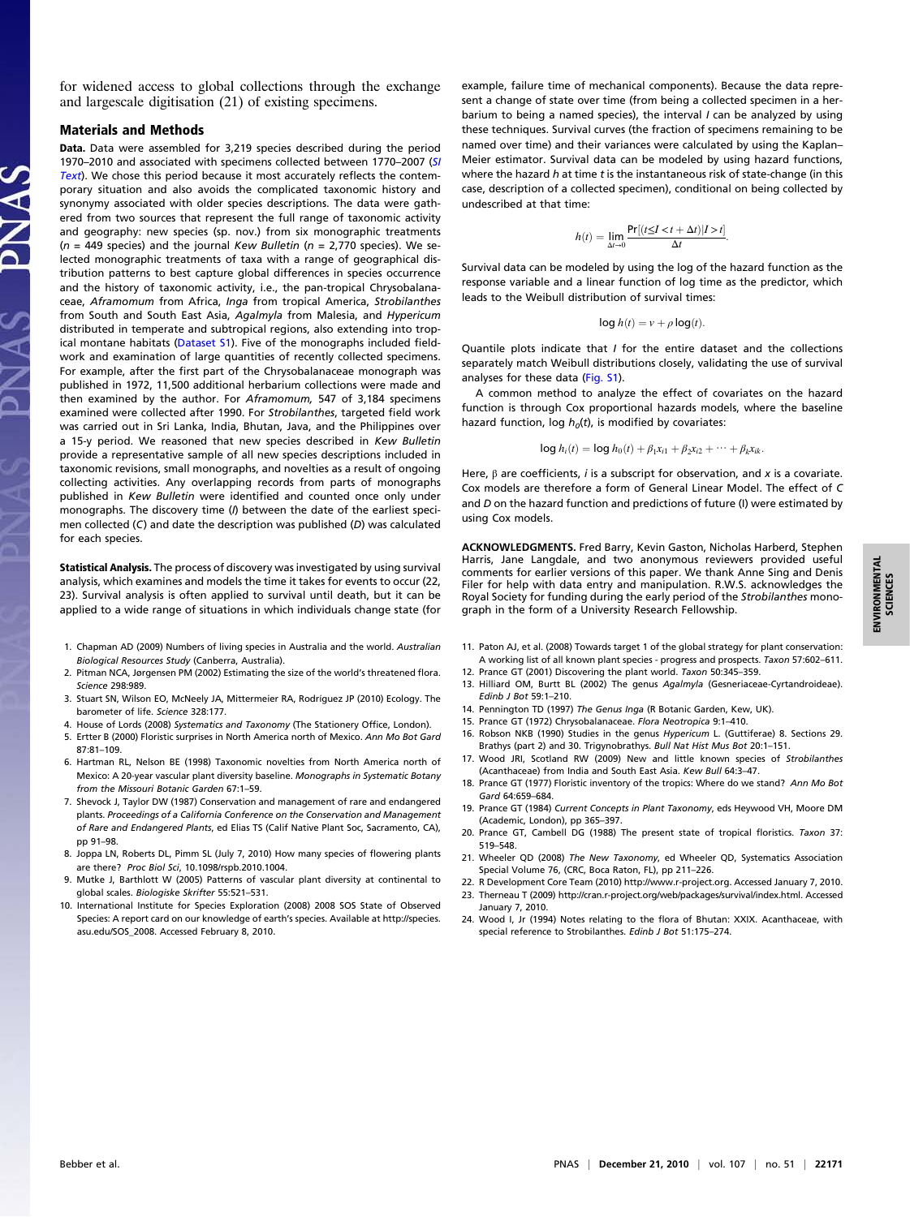for widened access to global collections through the exchange and largescale digitisation (21) of existing specimens.

## Materials and Methods

**Data.** Data were assembled for 3,219 species described during the period 1970–2010 and associated with specimens collected between 1770–2007 (*SI Text*). We chose this period because it most accurately reflects the contemporary situation and geography: new species (sp. nov.) from six monographic treatments ($n$ = 449 species) and the journal *Kew Bulletin* ($n$ = 2,770 species). We selected monographic treatments of taxa with a range of geographical distribution patterns to best capture global differences in species occurrence and the history of taxonomic activity, i.e., the pan-tropical Chrysobalanaceae, *Aframomum* from Africa, *Inga* from tropical America, *Strobilanthes* from South and South East Asia, *Agalmyla* from Malesia, and *Hypericum* distributed in temperate and subtropical regions, also extending into tropical montane habitats (Dataset S1). Five of the monographs included fieldwork and examination of large quantities of recently collected specimens. For example, after the first part of the Chrysobalanaceae monograph was published in 1972, 11,500 additional herbarium collections were made and then examined by the author. For *Aframomum,* 547 of 3,184 specimens examined were collected after 1990. For *Strobilanthes*, targeted field work was carried out in Sri Lanka, India, Bhutan, Java, and the Philippines over a 15-y period. We reasoned that new species described in *Kew Bulletin* provide a representative sample of all new species descriptions included in taxonomic revisions, small monographs, and novelties as a result of ongoing collecting activities. Any overlapping records from parts of monographs published in *Kew Bulletin* were identified and counted once only under monographs. The discovery time ($I$) between the date of the earliest specimen collected ($C$) and date the description was published ($D$) was calculated for each species.

**Statistical Analysis.** The process of discovery was investigated by using survival analysis, which examines and models the time it takes for events to occur (22, 23). Survival analysis is often applied to survival until death, but it can be applied to a wide range of situations in which individuals change state (for example, failure time of mechanical components). Because the data represent a change of state over time (from being a collected specimen in a herbarium to being a named species), the interval $I$ can be analyzed by using these techniques. Survival curves (the fraction of specimens remaining to be named over time) and their variances were calculated by using the Kaplan–Meier estimator. Survival data can be modeled by using hazard functions, where the hazard $h$ at time $t$ is the instantaneous risk of state-change (in this case, description of a collected specimen), conditional on being collected by undescribed at that time:

$$h(t) = \lim_{\Delta t \to 0} \frac{\Pr[(t \leq I < t + \Delta t) | I > t]}{\Delta t}.$$

Survival data can be modeled by using the log of the hazard function as the response variable and a linear function of log time as the predictor, which leads to the Weibull distribution of survival times:

$$\log h(t) = \nu + \rho \log(t).$$

Quantile plots indicate that $I$ for the entire dataset and the collections separately match Weibull distributions closely, validating the use of survival analyses for these data (Fig. S1).

A common method to analyze the effect of covariates on the hazard function is through Cox proportional hazards models, where the baseline hazard function, $\log h_0(t)$, is modified by covariates:

$$\log h_i(t) = \log h_0(t) + \beta_1 x_{i1} + \beta_2 x_{i2} + \cdots + \beta_k x_{ik}.$$

Here, $\beta$ are coefficients, $i$ is a subscript for observation, and $x$ is a covariate. Cox models are therefore a form of General Linear Model. The effect of $C$ and $D$ on the hazard function and predictions of future (I) were estimated by using Cox models.

**ACKNOWLEDGMENTS.** Fred Barry, Kevin Gaston, Nicholas Harberd, Stephen Harris, Jane Langdale, and two anonymous reviewers provided useful comments for earlier versions of this paper. We thank Anne Sing and Denis Filer for help with data entry and manipulation. R.W.S. acknowledges the Royal Society for funding during the early period of the *Strobilanthes* monograph in the form of a University Research Fellowship.

1. Chapman AD (2009) Numbers of living species in Australia and the world. *Australian Biological Resources Study* (Canberra, Australia).
2. Pitman NCA, Jørgensen PM (2002) Estimating the size of the world's threatened flora. *Science* 298:989.
3. Stuart SN, Wilson EO, McNeely JA, Mittermeier RA, Rodríguez JP (2010) Ecology. The barometer of life. *Science* 328:177.
4. House of Lords (2008) *Systematics and Taxonomy* (The Stationery Office, London).
5. Ertter B (2000) Floristic surprises in North America north of Mexico. *Ann Mo Bot Gard* 87:81–109.
6. Hartman RL, Nelson BE (1998) Taxonomic novelties from North America north of Mexico: A 20-year vascular plant diversity baseline. *Monographs in Systematic Botany from the Missouri Botanic Garden* 67:1–59.
7. Shevock J, Taylor DW (1987) Conservation and management of rare and endangered plants. *Proceedings of a California Conference on the Conservation and Management of Rare and Endangered Plants*, ed Elias TS (Calif Native Plant Soc, Sacramento, CA), pp 91–98.
8. Joppa LN, Roberts DL, Pimm SL (July 7, 2010) How many species of flowering plants are there? *Proc Biol Sci*, 10.1098/rspb.2010.1004.
9. Mutke J, Barthlott W (2005) Patterns of vascular plant diversity at continental to global scales. *Biologiske Skrifter* 55:521–531.
10. International Institute for Species Exploration (2008) 2008 SOS State of Observed Species: A report card on our knowledge of earth's species. Available at http://species.asu.edu/SOS_2008. Accessed February 8, 2010.
11. Paton AJ, et al. (2008) Towards target 1 of the global strategy for plant conservation: A working list of all known plant species - progress and prospects. *Taxon* 57:602–611.
12. Prance GT (2001) Discovering the plant world. *Taxon* 50:345–359.
13. Hilliard OM, Burtt BL (2002) The genus *Agalmyla* (Gesneriaceae-Cyrtandroideae). *Edinb J Bot* 59:1–210.
14. Pennington TD (1997) *The Genus Inga* (R Botanic Garden, Kew, UK).
15. Prance GT (1972) Chrysobalanaceae. *Flora Neotropica* 9:1–410.
16. Robson NKB (1990) Studies in the genus *Hypericum* L. (Guttiferae) 8. Sections 29. Brathys (part 2) and 30. Trigynobrathys. *Bull Nat Hist Mus Bot* 20:1–151.
17. Wood JRI, Scotland RW (2009) New and little known species of *Strobilanthes* (Acanthaceae) from India and South East Asia. *Kew Bull* 64:3–47.
18. Prance GT (1977) Floristic inventory of the tropics: Where do we stand? *Ann Mo Bot Gard* 64:659–684.
19. Prance GT (1984) *Current Concepts in Plant Taxonomy*, eds Heywood VH, Moore DM (Academic, London), pp 365–397.
20. Prance GT, Cambell DG (1988) The present state of tropical floristics. *Taxon* 37: 519–548.
21. Wheeler QD (2008) *The New Taxonomy*, ed Wheeler QD, Systematics Association Special Volume 76, (CRC, Boca Raton, FL), pp 211–226.
22. R Development Core Team (2010) http://www.r-project.org. Accessed January 7, 2010.
23. Therneau T (2009) http://cran.r-project.org/web/packages/survival/index.html. Accessed January 7, 2010.
24. Wood I, Jr (1994) Notes relating to the flora of Bhutan: XXIX. Acanthaceae, with special reference to Strobilanthes. *Edinb J Bot* 51:175–274.